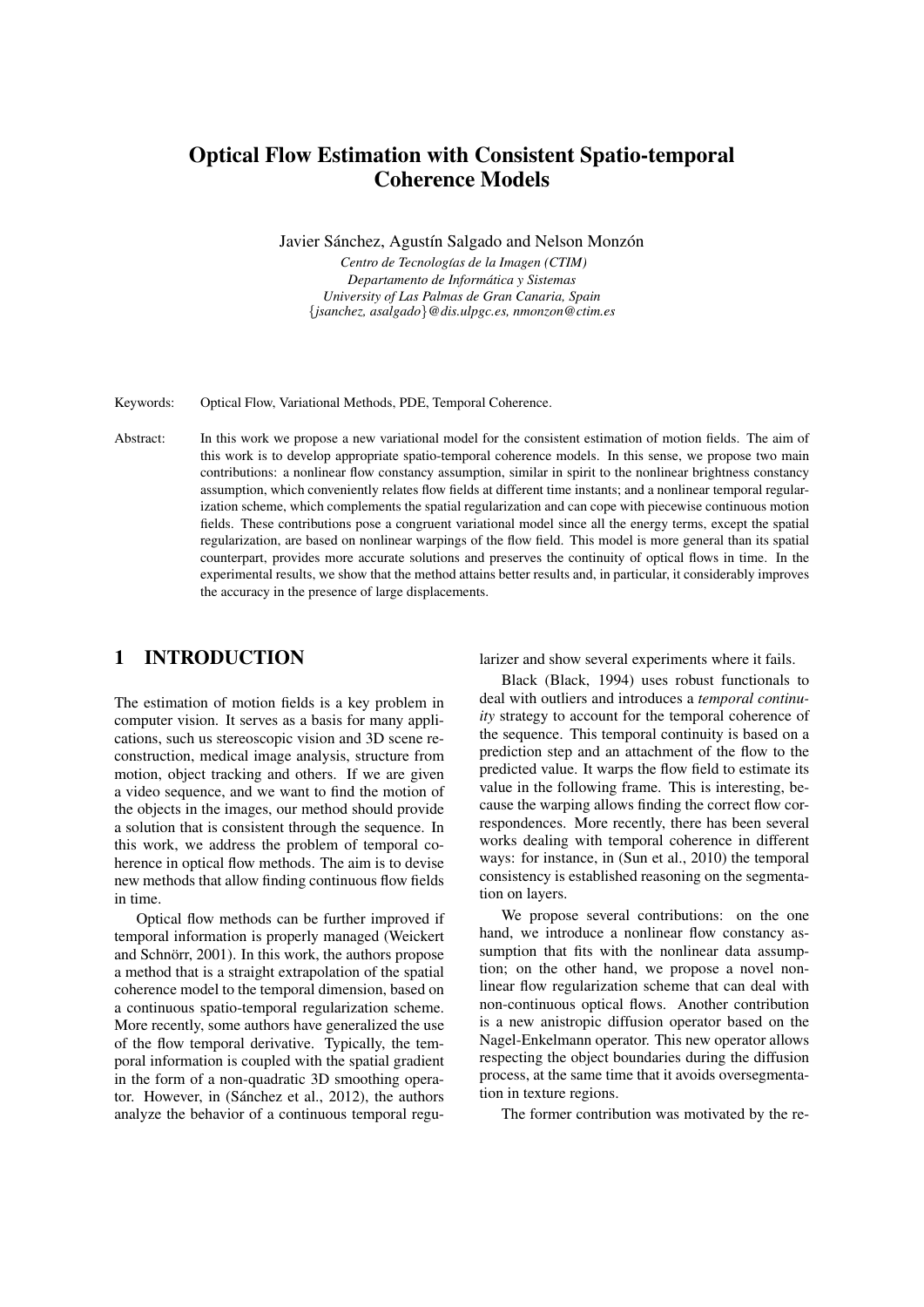# Optical Flow Estimation with Consistent Spatio-temporal Coherence Models

Javier Sánchez, Agustín Salgado and Nelson Monzón

*Centro de Tecnologías de la Imagen (CTIM)*
*Departamento de Informática y Sistemas*
*University of Las Palmas de Gran Canaria, Spain*
*{jsanchez, asalgado}@dis.ulpgc.es, nmonzon@ctim.es*

Keywords: Optical Flow, Variational Methods, PDE, Temporal Coherence.

Abstract: In this work we propose a new variational model for the consistent estimation of motion fields. The aim of this work is to develop appropriate spatio-temporal coherence models. In this sense, we propose two main contributions: a nonlinear flow constancy assumption, similar in spirit to the nonlinear brightness constancy assumption, which conveniently relates flow fields at different time instants; and a nonlinear temporal regularization scheme, which complements the spatial regularization and can cope with piecewise continuous motion fields. These contributions pose a congruent variational model since all the energy terms, except the spatial regularization, are based on nonlinear warpings of the flow field. This model is more general than its spatial counterpart, provides more accurate solutions and preserves the continuity of optical flows in time. In the experimental results, we show that the method attains better results and, in particular, it considerably improves the accuracy in the presence of large displacements.

## 1 INTRODUCTION

The estimation of motion fields is a key problem in computer vision. It serves as a basis for many applications, such us stereoscopic vision and 3D scene reconstruction, medical image analysis, structure from motion, object tracking and others. If we are given a video sequence, and we want to find the motion of the objects in the images, our method should provide a solution that is consistent through the sequence. In this work, we address the problem of temporal coherence in optical flow methods. The aim is to devise new methods that allow finding continuous flow fields in time.

Optical flow methods can be further improved if temporal information is properly managed (Weickert and Schnörr, 2001). In this work, the authors propose a method that is a straight extrapolation of the spatial coherence model to the temporal dimension, based on a continuous spatio-temporal regularization scheme. More recently, some authors have generalized the use of the flow temporal derivative. Typically, the temporal information is coupled with the spatial gradient in the form of a non-quadratic 3D smoothing operator. However, in (Sánchez et al., 2012), the authors analyze the behavior of a continuous temporal regularizer and show several experiments where it fails.

Black (Black, 1994) uses robust functionals to deal with outliers and introduces a *temporal continuity* strategy to account for the temporal coherence of the sequence. This temporal continuity is based on a prediction step and an attachment of the flow to the predicted value. It warps the flow field to estimate its value in the following frame. This is interesting, because the warping allows finding the correct flow correspondences. More recently, there has been several works dealing with temporal coherence in different ways: for instance, in (Sun et al., 2010) the temporal consistency is established reasoning on the segmentation on layers.

We propose several contributions: on the one hand, we introduce a nonlinear flow constancy assumption that fits with the nonlinear data assumption; on the other hand, we propose a novel nonlinear flow regularization scheme that can deal with non-continuous optical flows. Another contribution is a new anistropic diffusion operator based on the Nagel-Enkelmann operator. This new operator allows respecting the object boundaries during the diffusion process, at the same time that it avoids oversegmentation in texture regions.

The former contribution was motivated by the re-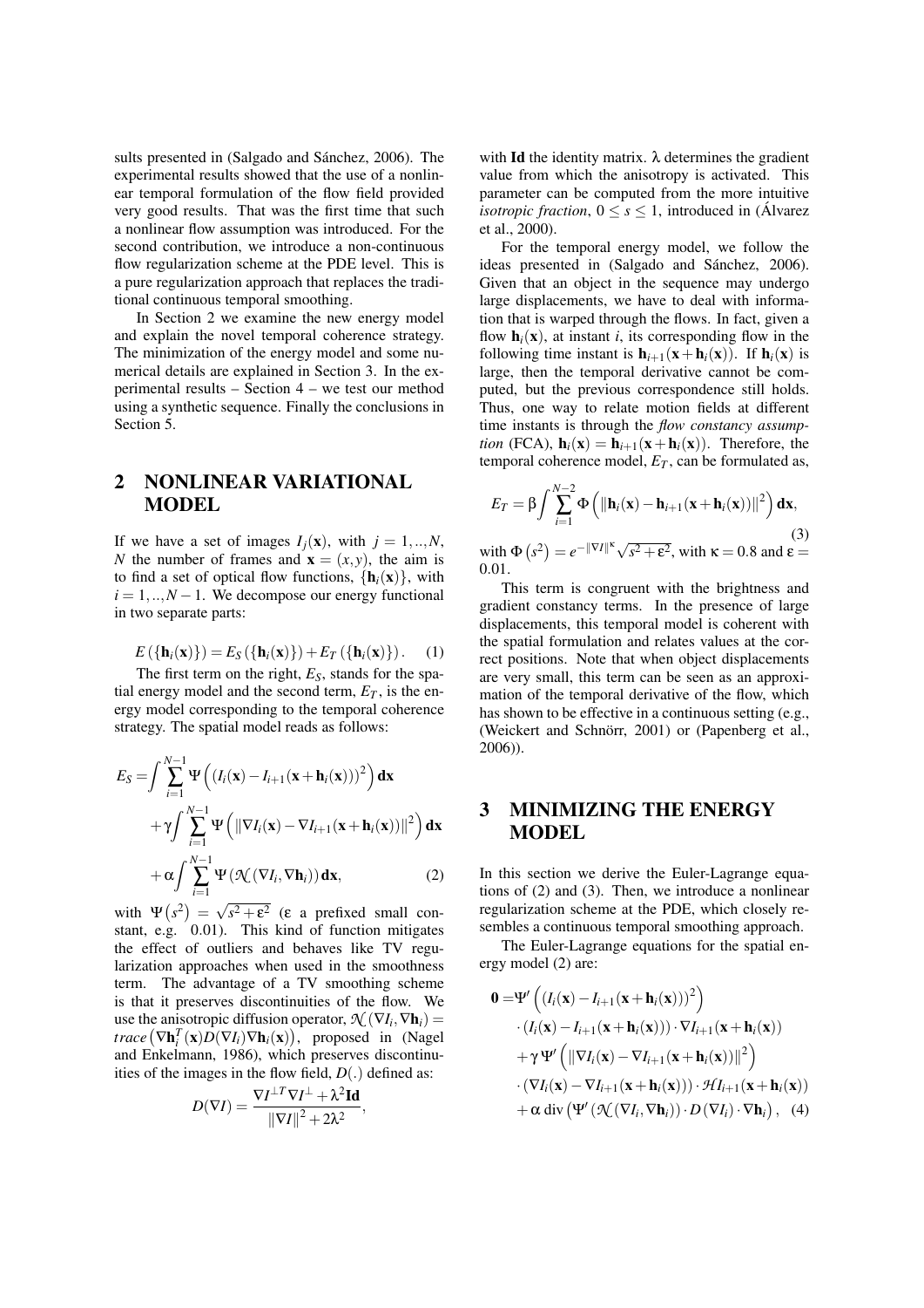sults presented in (Salgado and Sánchez, 2006). The experimental results showed that the use of a nonlinear temporal formulation of the flow field provided very good results. That was the first time that such a nonlinear flow assumption was introduced. For the second contribution, we introduce a non-continuous flow regularization scheme at the PDE level. This is a pure regularization approach that replaces the traditional continuous temporal smoothing.

In Section 2 we examine the new energy model and explain the novel temporal coherence strategy. The minimization of the energy model and some numerical details are explained in Section 3. In the experimental results – Section 4 – we test our method using a synthetic sequence. Finally the conclusions in Section 5.

## 2 NONLINEAR VARIATIONAL MODEL

If we have a set of images $I_j(\mathbf{x})$, with $j = 1,..,N$, $N$ the number of frames and $\mathbf{x} = (x,y)$, the aim is to find a set of optical flow functions, $\{\mathbf{h}_i(\mathbf{x})\}$, with $i = 1,..,N-1$. We decompose our energy functional in two separate parts:

$$E(\{\mathbf{h}_i(\mathbf{x})\}) = E_S(\{\mathbf{h}_i(\mathbf{x})\}) + E_T(\{\mathbf{h}_i(\mathbf{x})\}). \quad (1)$$

The first term on the right, $E_S$, stands for the spatial energy model and the second term, $E_T$, is the energy model corresponding to the temporal coherence strategy. The spatial model reads as follows:

$$\begin{aligned} E_S =& \int \sum_{i=1}^{N-1} \Psi\left((I_i(\mathbf{x}) - I_{i+1}(\mathbf{x}+\mathbf{h}_i(\mathbf{x})))^2\right) \mathbf{dx} \\ &+ \gamma \int \sum_{i=1}^{N-1} \Psi\left(\|\nabla I_i(\mathbf{x}) - \nabla I_{i+1}(\mathbf{x}+\mathbf{h}_i(\mathbf{x}))\|^2\right) \mathbf{dx} \\ &+ \alpha \int \sum_{i=1}^{N-1} \Psi\left(\mathcal{N}(\nabla I_i, \nabla \mathbf{h}_i)\right) \mathbf{dx}, \quad (2) \end{aligned}$$

with $\Psi(s^2) = \sqrt{s^2 + \varepsilon^2}$ ($\varepsilon$ a prefixed small constant, e.g. 0.01). This kind of function mitigates the effect of outliers and behaves like TV regularization approaches when used in the smoothness term. The advantage of a TV smoothing scheme is that it preserves discontinuities of the flow. We use the anisotropic diffusion operator, $\mathcal{N}(\nabla I_i, \nabla \mathbf{h}_i) = trace\left(\nabla \mathbf{h}_i^T(\mathbf{x}) D(\nabla I_i) \nabla \mathbf{h}_i(\mathbf{x})\right)$, proposed in (Nagel and Enkelmann, 1986), which preserves discontinuities of the images in the flow field, $D(.)$ defined as:

$$D(\nabla I) = \frac{\nabla I^{\perp T} \nabla I^{\perp} + \lambda^2 \mathbf{Id}}{\|\nabla I\|^2 + 2\lambda^2},$$

with $\mathbf{Id}$ the identity matrix. $\lambda$ determines the gradient value from which the anisotropy is activated. This parameter can be computed from the more intuitive *isotropic fraction*, $0 \le s \le 1$, introduced in (Álvarez et al., 2000).

For the temporal energy model, we follow the ideas presented in (Salgado and Sánchez, 2006). Given that an object in the sequence may undergo large displacements, we have to deal with information that is warped through the flows. In fact, given a flow $\mathbf{h}_i(\mathbf{x})$, at instant $i$, its corresponding flow in the following time instant is $\mathbf{h}_{i+1}(\mathbf{x}+\mathbf{h}_i(\mathbf{x}))$. If $\mathbf{h}_i(\mathbf{x})$ is large, then the temporal derivative cannot be computed, but the previous correspondence still holds. Thus, one way to relate motion fields at different time instants is through the *flow constancy assumption* (FCA), $\mathbf{h}_i(\mathbf{x}) = \mathbf{h}_{i+1}(\mathbf{x}+\mathbf{h}_i(\mathbf{x}))$. Therefore, the temporal coherence model, $E_T$, can be formulated as,

$$E_T = \beta \int \sum_{i=1}^{N-2} \Phi\left(\|\mathbf{h}_i(\mathbf{x}) - \mathbf{h}_{i+1}(\mathbf{x}+\mathbf{h}_i(\mathbf{x}))\|^2\right) \mathbf{dx}, \quad (3)$$

with $\Phi(s^2) = e^{-\|\nabla I\|^{\kappa}} \sqrt{s^2 + \varepsilon^2}$, with $\kappa = 0.8$ and $\varepsilon = 0.01$.

This term is congruent with the brightness and gradient constancy terms. In the presence of large displacements, this temporal model is coherent with the spatial formulation and relates values at the correct positions. Note that when object displacements are very small, this term can be seen as an approximation of the temporal derivative of the flow, which has shown to be effective in a continuous setting (e.g., (Weickert and Schnörr, 2001) or (Papenberg et al., 2006)).

## 3 MINIMIZING THE ENERGY MODEL

In this section we derive the Euler-Lagrange equations of (2) and (3). Then, we introduce a nonlinear regularization scheme at the PDE, which closely resembles a continuous temporal smoothing approach.

The Euler-Lagrange equations for the spatial energy model (2) are:

$$\begin{aligned} \mathbf{0} =& \Psi'\left((I_i(\mathbf{x}) - I_{i+1}(\mathbf{x}+\mathbf{h}_i(\mathbf{x})))^2\right) \\ &\cdot (I_i(\mathbf{x}) - I_{i+1}(\mathbf{x}+\mathbf{h}_i(\mathbf{x}))) \cdot \nabla I_{i+1}(\mathbf{x}+\mathbf{h}_i(\mathbf{x})) \\ &+ \gamma \Psi'\left(\|\nabla I_i(\mathbf{x}) - \nabla I_{i+1}(\mathbf{x}+\mathbf{h}_i(\mathbf{x}))\|^2\right) \\ &\cdot (\nabla I_i(\mathbf{x}) - \nabla I_{i+1}(\mathbf{x}+\mathbf{h}_i(\mathbf{x}))) \cdot \mathcal{H} I_{i+1}(\mathbf{x}+\mathbf{h}_i(\mathbf{x})) \\ &+ \alpha \operatorname{div}\left(\Psi'\left(\mathcal{N}(\nabla I_i, \nabla \mathbf{h}_i)\right) \cdot D(\nabla I_i) \cdot \nabla \mathbf{h}_i\right), \quad (4) \end{aligned}$$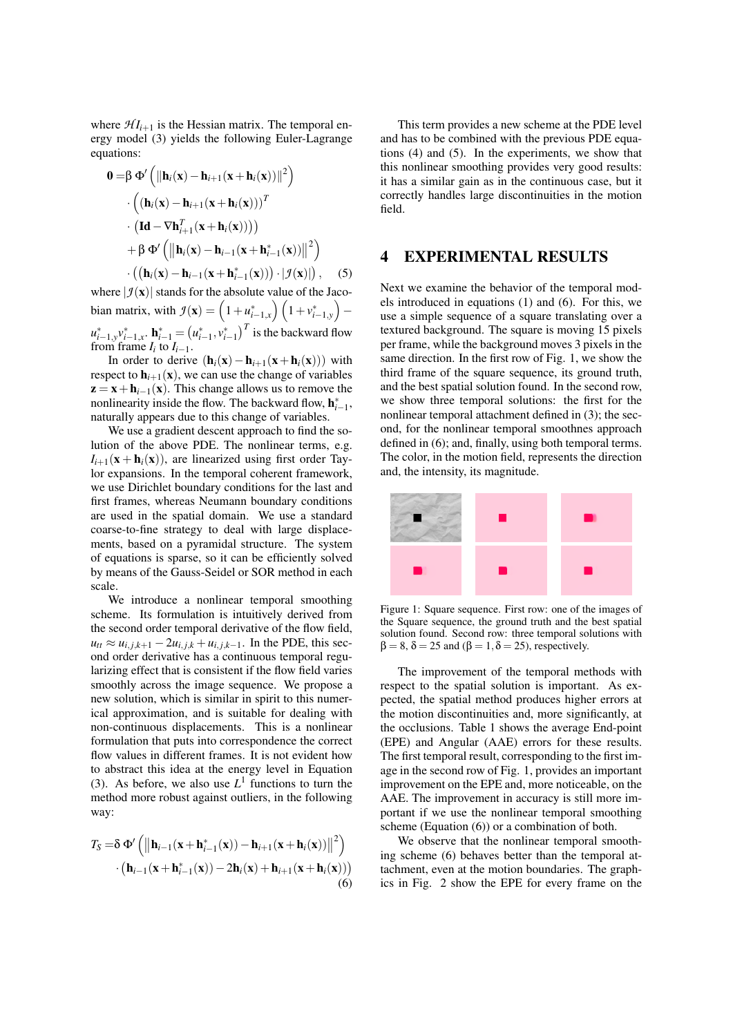where $\mathcal{H}I_{i+1}$ is the Hessian matrix. The temporal energy model (3) yields the following Euler-Lagrange equations:

$$
\begin{aligned}
\mathbf{0} =& \beta\ \Phi'\left(\|\mathbf{h}_i(\mathbf{x}) - \mathbf{h}_{i+1}(\mathbf{x}+\mathbf{h}_i(\mathbf{x}))\|^2\right) \\
&\cdot \left((\mathbf{h}_i(\mathbf{x}) - \mathbf{h}_{i+1}(\mathbf{x}+\mathbf{h}_i(\mathbf{x})))^T\right. \\
&\cdot \left.\left(\mathbf{Id} - \nabla\mathbf{h}_{i+1}^T(\mathbf{x}+\mathbf{h}_i(\mathbf{x}))\right)\right) \\
&+ \beta\ \Phi'\left(\left\|\mathbf{h}_i(\mathbf{x}) - \mathbf{h}_{i-1}(\mathbf{x}+\mathbf{h}_{i-1}^*(\mathbf{x}))\right\|^2\right) \\
&\cdot \left((\mathbf{h}_i(\mathbf{x}) - \mathbf{h}_{i-1}(\mathbf{x}+\mathbf{h}_{i-1}^*(\mathbf{x}))) \cdot |\mathcal{J}(\mathbf{x})|\right), \qquad (5)
\end{aligned}
$$

where $|\mathcal{J}(\mathbf{x})|$ stands for the absolute value of the Jacobian matrix, with $\mathcal{J}(\mathbf{x}) = \left(1+u_{i-1,x}^*\right)\left(1+v_{i-1,y}^*\right) - u_{i-1,y}^* v_{i-1,x}^*$. $\mathbf{h}_{i-1}^* = \left(u_{i-1}^*, v_{i-1}^*\right)^T$ is the backward flow from frame $I_i$ to $I_{i-1}$.

In order to derive $(\mathbf{h}_i(\mathbf{x}) - \mathbf{h}_{i+1}(\mathbf{x}+\mathbf{h}_i(\mathbf{x})))$ with respect to $\mathbf{h}_{i+1}(\mathbf{x})$, we can use the change of variables $\mathbf{z} = \mathbf{x} + \mathbf{h}_{i-1}(\mathbf{x})$. This change allows us to remove the nonlinearity inside the flow. The backward flow, $\mathbf{h}_{i-1}^*$, naturally appears due to this change of variables.

We use a gradient descent approach to find the solution of the above PDE. The nonlinear terms, e.g. $I_{i+1}(\mathbf{x}+\mathbf{h}_i(\mathbf{x}))$, are linearized using first order Taylor expansions. In the temporal coherent framework, we use Dirichlet boundary conditions for the last and first frames, whereas Neumann boundary conditions are used in the spatial domain. We use a standard coarse-to-fine strategy to deal with large displacements, based on a pyramidal structure. The system of equations is sparse, so it can be efficiently solved by means of the Gauss-Seidel or SOR method in each scale.

We introduce a nonlinear temporal smoothing scheme. Its formulation is intuitively derived from the second order temporal derivative of the flow field, $u_{tt} \approx u_{i,j,k+1} - 2u_{i,j,k} + u_{i,j,k-1}$. In the PDE, this second order derivative has a continuous temporal regularizing effect that is consistent if the flow field varies smoothly across the image sequence. We propose a new solution, which is similar in spirit to this numerical approximation, and is suitable for dealing with non-continuous displacements. This is a nonlinear formulation that puts into correspondence the correct flow values in different frames. It is not evident how to abstract this idea at the energy level in Equation (3). As before, we also use $L^1$ functions to turn the method more robust against outliers, in the following way:

$$
\begin{aligned}
T_S =& \delta\ \Phi'\left(\left\|\mathbf{h}_{i-1}(\mathbf{x}+\mathbf{h}_{i-1}^*(\mathbf{x})) - \mathbf{h}_{i+1}(\mathbf{x}+\mathbf{h}_i(\mathbf{x}))\right\|^2\right) \\
&\cdot \left(\mathbf{h}_{i-1}(\mathbf{x}+\mathbf{h}_{i-1}^*(\mathbf{x})) - 2\mathbf{h}_i(\mathbf{x}) + \mathbf{h}_{i+1}(\mathbf{x}+\mathbf{h}_i(\mathbf{x}))\right) \qquad (6)
\end{aligned}
$$

This term provides a new scheme at the PDE level and has to be combined with the previous PDE equations (4) and (5). In the experiments, we show that this nonlinear smoothing provides very good results: it has a similar gain as in the continuous case, but it correctly handles large discontinuities in the motion field.

## 4 EXPERIMENTAL RESULTS

Next we examine the behavior of the temporal models introduced in equations (1) and (6). For this, we use a simple sequence of a square translating over a textured background. The square is moving 15 pixels per frame, while the background moves 3 pixels in the same direction. In the first row of Fig. 1, we show the third frame of the square sequence, its ground truth, and the best spatial solution found. In the second row, we show three temporal solutions: the first for the nonlinear temporal attachment defined in (3); the second, for the nonlinear temporal smoothnes approach defined in (6); and, finally, using both temporal terms. The color, in the motion field, represents the direction and, the intensity, its magnitude.

Figure 1: Square sequence. First row: one of the images of the Square sequence, the ground truth and the best spatial solution found. Second row: three temporal solutions with $\beta = 8$, $\delta = 25$ and ($\beta = 1, \delta = 25$), respectively.

The improvement of the temporal methods with respect to the spatial solution is important. As expected, the spatial method produces higher errors at the motion discontinuities and, more significantly, at the occlusions. Table 1 shows the average End-point (EPE) and Angular (AAE) errors for these results. The first temporal result, corresponding to the first image in the second row of Fig. 1, provides an important improvement on the EPE and, more noticeable, on the AAE. The improvement in accuracy is still more important if we use the nonlinear temporal smoothing scheme (Equation (6)) or a combination of both.

We observe that the nonlinear temporal smoothing scheme (6) behaves better than the temporal attachment, even at the motion boundaries. The graphics in Fig. 2 show the EPE for every frame on the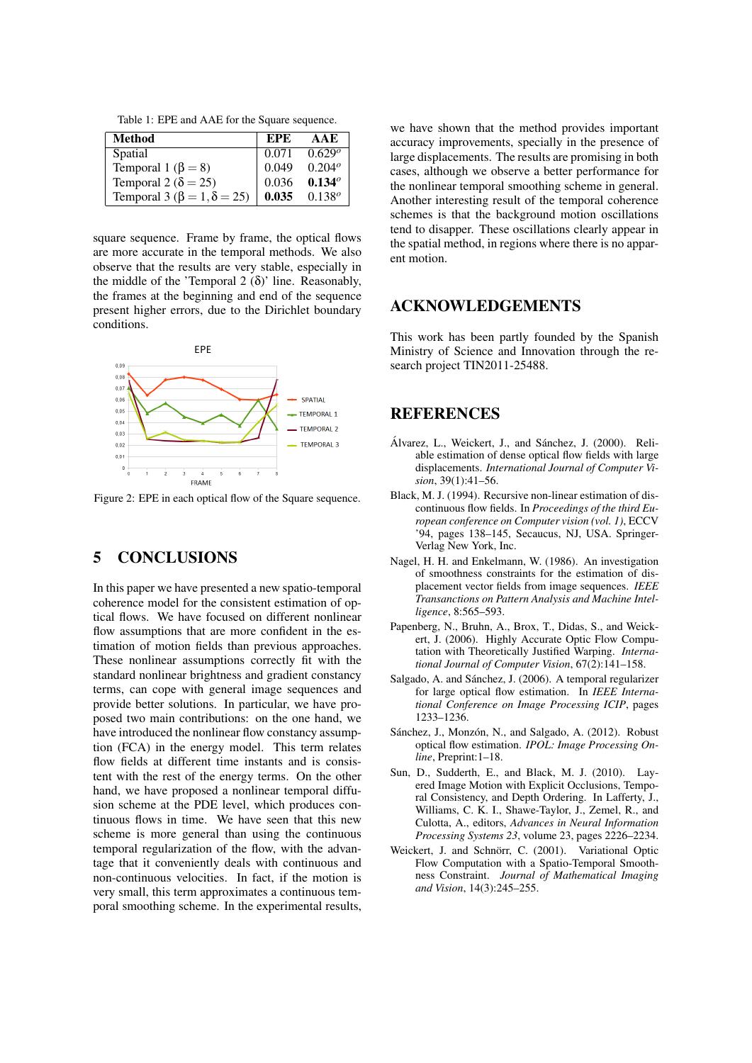Table 1: EPE and AAE for the Square sequence.

| Method | EPE | AAE |
|---|---|---|
| Spatial | 0.071 | $0.629^o$ |
| Temporal 1 ($\beta = 8$) | 0.049 | $0.204^o$ |
| Temporal 2 ($\delta = 25$) | 0.036 | $\mathbf{0.134^o}$ |
| Temporal 3 ($\beta = 1, \delta = 25$) | **0.035** | $0.138^o$ |

square sequence. Frame by frame, the optical flows are more accurate in the temporal methods. We also observe that the results are very stable, especially in the middle of the 'Temporal 2 ($\delta$)' line. Reasonably, the frames at the beginning and end of the sequence present higher errors, due to the Dirichlet boundary conditions.

EPE

0.09
0.08
0.07
0.06
0.05
0.04
0.03
0.02
0.01
0

0 1 2 3 4 5 6 7 8

FRAME

SPATIAL
TEMPORAL 1
TEMPORAL 2
TEMPORAL 3

Figure 2: EPE in each optical flow of the Square sequence.

## 5 CONCLUSIONS

In this paper we have presented a new spatio-temporal coherence model for the consistent estimation of optical flows. We have focused on different nonlinear flow assumptions that are more confident in the estimation of motion fields than previous approaches. These nonlinear assumptions correctly fit with the standard nonlinear brightness and gradient constancy terms, can cope with general image sequences and provide better solutions. In particular, we have proposed two main contributions: on the one hand, we have introduced the nonlinear flow constancy assumption (FCA) in the energy model. This term relates flow fields at different time instants and is consistent with the rest of the energy terms. On the other hand, we have proposed a nonlinear temporal diffusion scheme at the PDE level, which produces continuous flows in time. We have seen that this new scheme is more general than using the continuous temporal regularization of the flow, with the advantage that it conveniently deals with continuous and non-continuous velocities. In fact, if the motion is very small, this term approximates a continuous temporal smoothing scheme. In the experimental results, we have shown that the method provides important accuracy improvements, specially in the presence of large displacements. The results are promising in both cases, although we observe a better performance for the nonlinear temporal smoothing scheme in general. Another interesting result of the temporal coherence schemes is that the background motion oscillations tend to disapper. These oscillations clearly appear in the spatial method, in regions where there is no apparent motion.

## ACKNOWLEDGEMENTS

This work has been partly founded by the Spanish Ministry of Science and Innovation through the research project TIN2011-25488.

## REFERENCES

Álvarez, L., Weickert, J., and Sánchez, J. (2000). Reliable estimation of dense optical flow fields with large displacements. *International Journal of Computer Vision*, 39(1):41–56.

Black, M. J. (1994). Recursive non-linear estimation of discontinuous flow fields. In *Proceedings of the third European conference on Computer vision (vol. 1)*, ECCV '94, pages 138–145, Secaucus, NJ, USA. Springer-Verlag New York, Inc.

Nagel, H. H. and Enkelmann, W. (1986). An investigation of smoothness constraints for the estimation of displacement vector fields from image sequences. *IEEE Transactions on Pattern Analysis and Machine Intelligence*, 8:565–593.

Papenberg, N., Bruhn, A., Brox, T., Didas, S., and Weickert, J. (2006). Highly Accurate Optic Flow Computation with Theoretically Justified Warping. *International Journal of Computer Vision*, 67(2):141–158.

Salgado, A. and Sánchez, J. (2006). A temporal regularizer for large optical flow estimation. In *IEEE International Conference on Image Processing ICIP*, pages 1233–1236.

Sánchez, J., Monzón, N., and Salgado, A. (2012). Robust optical flow estimation. *IPOL: Image Processing Online*, Preprint:1–18.

Sun, D., Sudderth, E., and Black, M. J. (2010). Layered Image Motion with Explicit Occlusions, Temporal Consistency, and Depth Ordering. In Lafferty, J., Williams, C. K. I., Shawe-Taylor, J., Zemel, R., and Culotta, A., editors, *Advances in Neural Information Processing Systems 23*, volume 23, pages 2226–2234.

Weickert, J. and Schnörr, C. (2001). Variational Optic Flow Computation with a Spatio-Temporal Smoothness Constraint. *Journal of Mathematical Imaging and Vision*, 14(3):245–255.